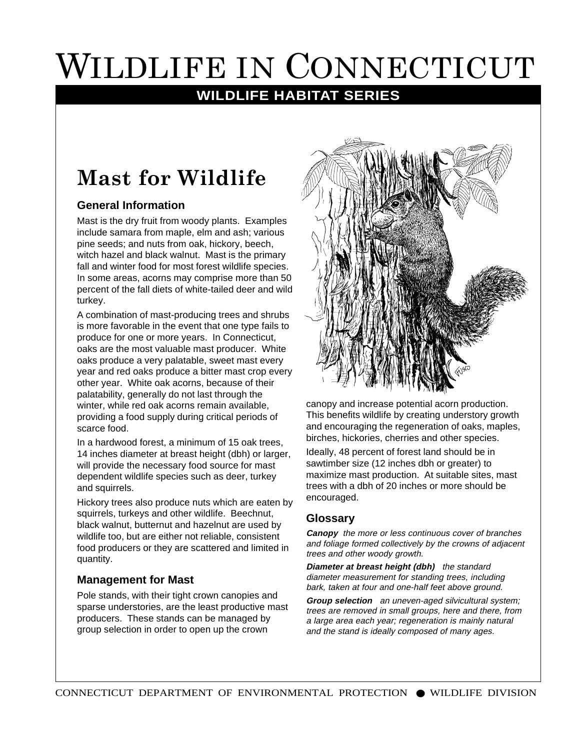# Wildlife in Connecticut

**WILDLIFE HABITAT SERIES**

## Mast for Wildlife

### General Information

Mast is the dry fruit from woody plants. Examples include samara from maple, elm and ash; various pine seeds; and nuts from oak, hickory, beech, witch hazel and black walnut. Mast is the primary fall and winter food for most forest wildlife species. In some areas, acorns may comprise more than 50 percent of the fall diets of white-tailed deer and wild turkey.

A combination of mast-producing trees and shrubs is more favorable in the event that one type fails to produce for one or more years. In Connecticut, oaks are the most valuable mast producer. White oaks produce a very palatable, sweet mast every year and red oaks produce a bitter mast crop every other year. White oak acorns, because of their palatability, generally do not last through the winter, while red oak acorns remain available, providing a food supply during critical periods of scarce food.

In a hardwood forest, a minimum of 15 oak trees, 14 inches diameter at breast height (dbh) or larger, will provide the necessary food source for mast dependent wildlife species such as deer, turkey and squirrels.

Hickory trees also produce nuts which are eaten by squirrels, turkeys and other wildlife. Beechnut, black walnut, butternut and hazelnut are used by wildlife too, but are either not reliable, consistent food producers or they are scattered and limited in quantity.

### Management for Mast

Pole stands, with their tight crown canopies and sparse understories, are the least productive mast producers. These stands can be managed by group selection in order to open up the crown canopy and increase potential acorn production. This benefits wildlife by creating understory growth and encouraging the regeneration of oaks, maples, birches, hickories, cherries and other species.

Ideally, 48 percent of forest land should be in sawtimber size (12 inches dbh or greater) to maximize mast production. At suitable sites, mast trees with a dbh of 20 inches or more should be encouraged.

### Glossary

***Canopy*** *the more or less continuous cover of branches and foliage formed collectively by the crowns of adjacent trees and other woody growth.*

***Diameter at breast height (dbh)*** *the standard diameter measurement for standing trees, including bark, taken at four and one-half feet above ground.*

***Group selection*** *an uneven-aged silvicultural system; trees are removed in small groups, here and there, from a large area each year; regeneration is mainly natural and the stand is ideally composed of many ages.*

CONNECTICUT DEPARTMENT OF ENVIRONMENTAL PROTECTION ● WILDLIFE DIVISION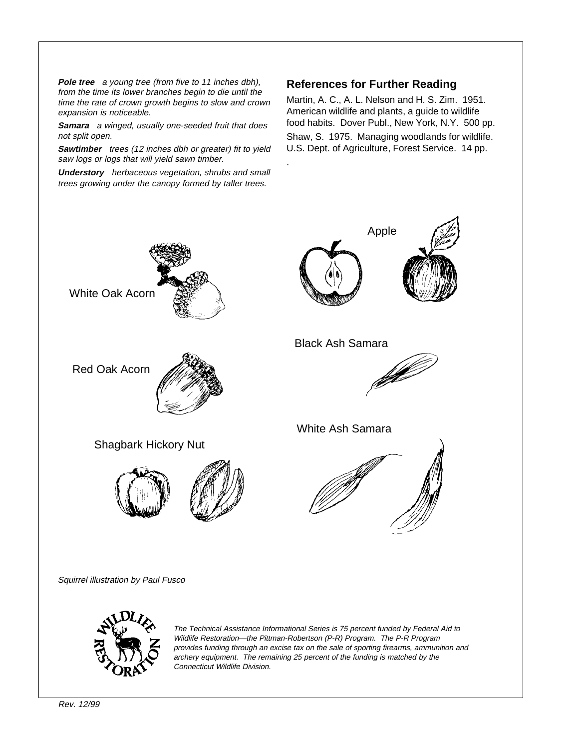***Pole tree*** *a young tree (from five to 11 inches dbh), from the time its lower branches begin to die until the time the rate of crown growth begins to slow and crown expansion is noticeable.*

***Samara*** *a winged, usually one-seeded fruit that does not split open.*

***Sawtimber*** *trees (12 inches dbh or greater) fit to yield saw logs or logs that will yield sawn timber.*

***Understory*** *herbaceous vegetation, shrubs and small trees growing under the canopy formed by taller trees.*

## References for Further Reading

Martin, A. C., A. L. Nelson and H. S. Zim. 1951. American wildlife and plants, a guide to wildlife food habits. Dover Publ., New York, N.Y. 500 pp.

Shaw, S. 1975. Managing woodlands for wildlife. U.S. Dept. of Agriculture, Forest Service. 14 pp.

White Oak Acorn

Apple

Red Oak Acorn

Black Ash Samara

Shagbark Hickory Nut

White Ash Samara

*Squirrel illustration by Paul Fusco*

*The Technical Assistance Informational Series is 75 percent funded by Federal Aid to Wildlife Restoration—the Pittman-Robertson (P-R) Program. The P-R Program provides funding through an excise tax on the sale of sporting firearms, ammunition and archery equipment. The remaining 25 percent of the funding is matched by the Connecticut Wildlife Division.*

*Rev. 12/99*